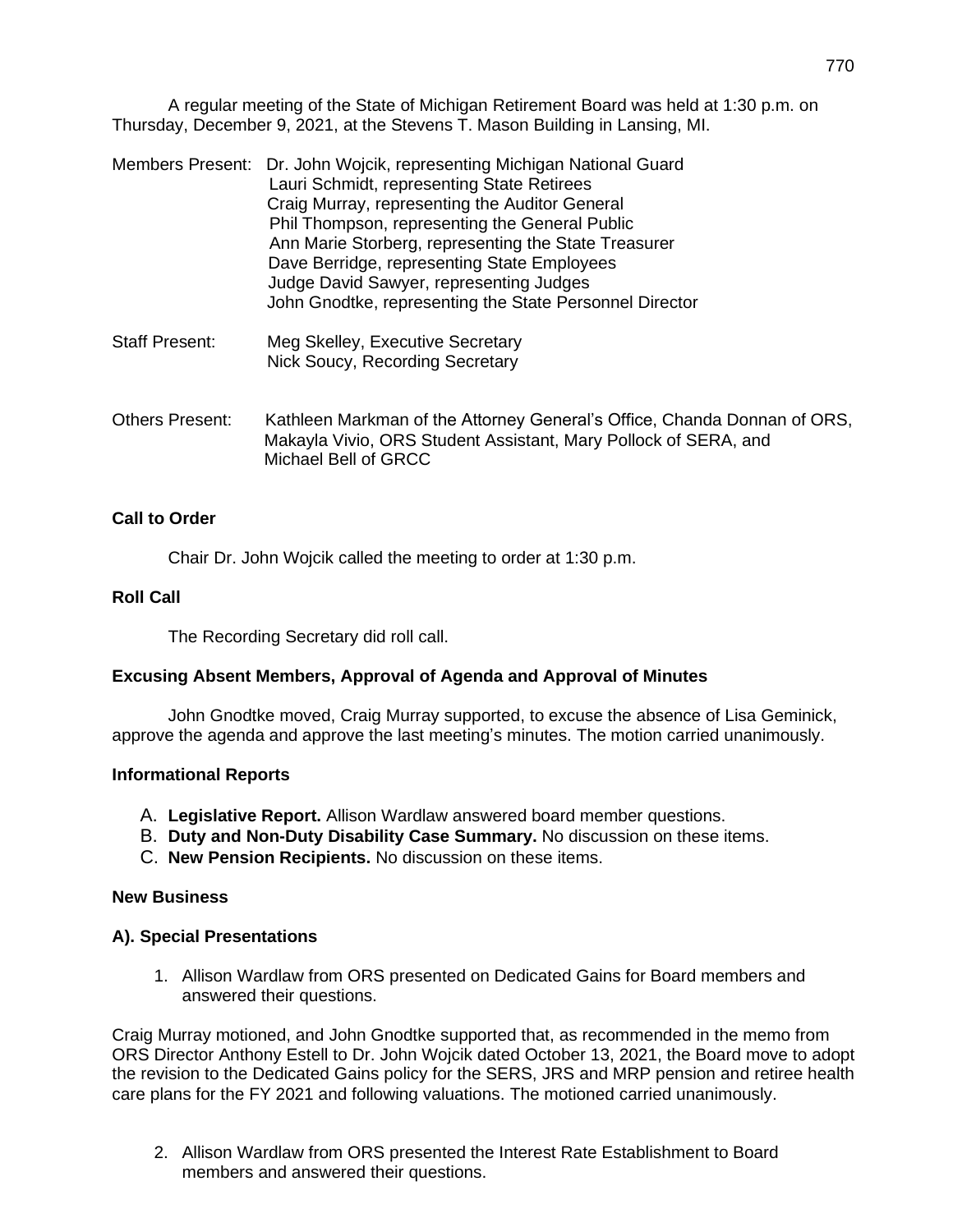A regular meeting of the State of Michigan Retirement Board was held at 1:30 p.m. on Thursday, December 9, 2021, at the Stevens T. Mason Building in Lansing, MI.

Members Present: Dr. John Wojcik, representing Michigan National Guard
Lauri Schmidt, representing State Retirees
Craig Murray, representing the Auditor General
Phil Thompson, representing the General Public
Ann Marie Storberg, representing the State Treasurer
Dave Berridge, representing State Employees
Judge David Sawyer, representing Judges
John Gnodtke, representing the State Personnel Director

Staff Present: Meg Skelley, Executive Secretary
Nick Soucy, Recording Secretary

Others Present: Kathleen Markman of the Attorney General's Office, Chanda Donnan of ORS, Makayla Vivio, ORS Student Assistant, Mary Pollock of SERA, and Michael Bell of GRCC

**Call to Order**

Chair Dr. John Wojcik called the meeting to order at 1:30 p.m.

**Roll Call**

The Recording Secretary did roll call.

**Excusing Absent Members, Approval of Agenda and Approval of Minutes**

John Gnodtke moved, Craig Murray supported, to excuse the absence of Lisa Geminick, approve the agenda and approve the last meeting's minutes. The motion carried unanimously.

**Informational Reports**

A. **Legislative Report.** Allison Wardlaw answered board member questions.
B. **Duty and Non-Duty Disability Case Summary.** No discussion on these items.
C. **New Pension Recipients.** No discussion on these items.

**New Business**

**A). Special Presentations**

1. Allison Wardlaw from ORS presented on Dedicated Gains for Board members and answered their questions.

Craig Murray motioned, and John Gnodtke supported that, as recommended in the memo from ORS Director Anthony Estell to Dr. John Wojcik dated October 13, 2021, the Board move to adopt the revision to the Dedicated Gains policy for the SERS, JRS and MRP pension and retiree health care plans for the FY 2021 and following valuations. The motioned carried unanimously.

2. Allison Wardlaw from ORS presented the Interest Rate Establishment to Board members and answered their questions.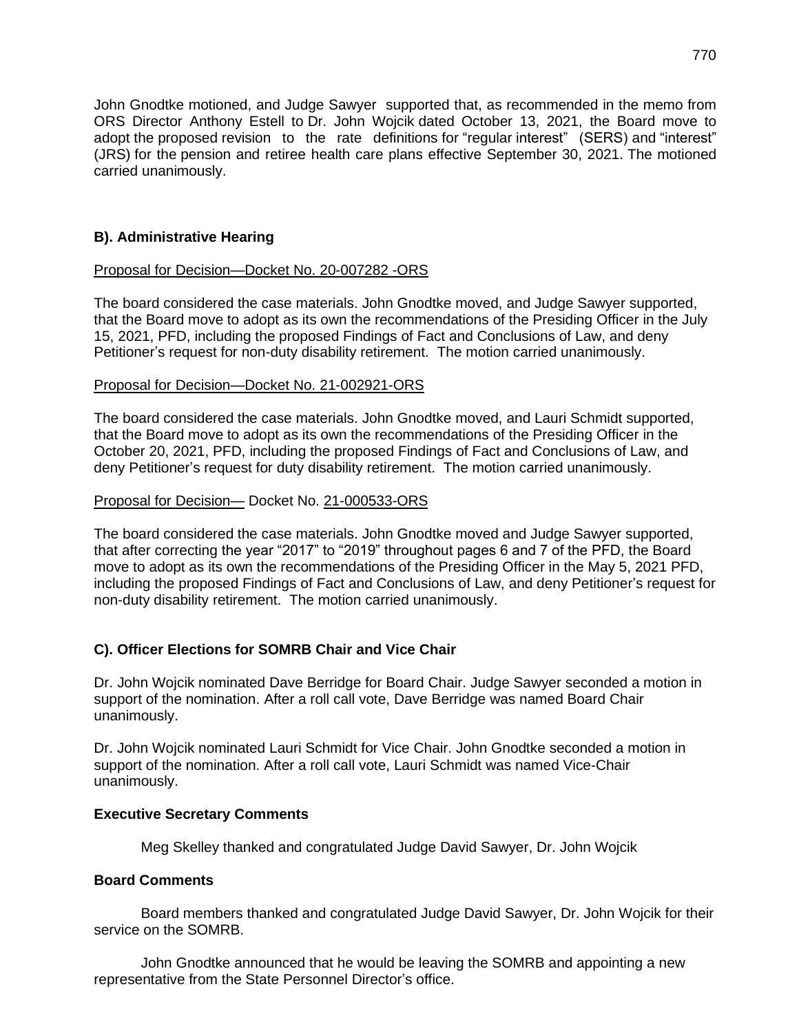John Gnodtke motioned, and Judge Sawyer supported that, as recommended in the memo from ORS Director Anthony Estell to Dr. John Wojcik dated October 13, 2021, the Board move to adopt the proposed revision to the rate definitions for "regular interest" (SERS) and "interest" (JRS) for the pension and retiree health care plans effective September 30, 2021. The motioned carried unanimously.

### B). Administrative Hearing

Proposal for Decision—Docket No. 20-007282 -ORS

The board considered the case materials. John Gnodtke moved, and Judge Sawyer supported, that the Board move to adopt as its own the recommendations of the Presiding Officer in the July 15, 2021, PFD, including the proposed Findings of Fact and Conclusions of Law, and deny Petitioner's request for non-duty disability retirement. The motion carried unanimously.

Proposal for Decision—Docket No. 21-002921-ORS

The board considered the case materials. John Gnodtke moved, and Lauri Schmidt supported, that the Board move to adopt as its own the recommendations of the Presiding Officer in the October 20, 2021, PFD, including the proposed Findings of Fact and Conclusions of Law, and deny Petitioner's request for duty disability retirement. The motion carried unanimously.

Proposal for Decision— Docket No. 21-000533-ORS

The board considered the case materials. John Gnodtke moved and Judge Sawyer supported, that after correcting the year "2017" to "2019" throughout pages 6 and 7 of the PFD, the Board move to adopt as its own the recommendations of the Presiding Officer in the May 5, 2021 PFD, including the proposed Findings of Fact and Conclusions of Law, and deny Petitioner's request for non-duty disability retirement. The motion carried unanimously.

### C). Officer Elections for SOMRB Chair and Vice Chair

Dr. John Wojcik nominated Dave Berridge for Board Chair. Judge Sawyer seconded a motion in support of the nomination. After a roll call vote, Dave Berridge was named Board Chair unanimously.

Dr. John Wojcik nominated Lauri Schmidt for Vice Chair. John Gnodtke seconded a motion in support of the nomination. After a roll call vote, Lauri Schmidt was named Vice-Chair unanimously.

### Executive Secretary Comments

Meg Skelley thanked and congratulated Judge David Sawyer, Dr. John Wojcik

### Board Comments

Board members thanked and congratulated Judge David Sawyer, Dr. John Wojcik for their service on the SOMRB.

John Gnodtke announced that he would be leaving the SOMRB and appointing a new representative from the State Personnel Director's office.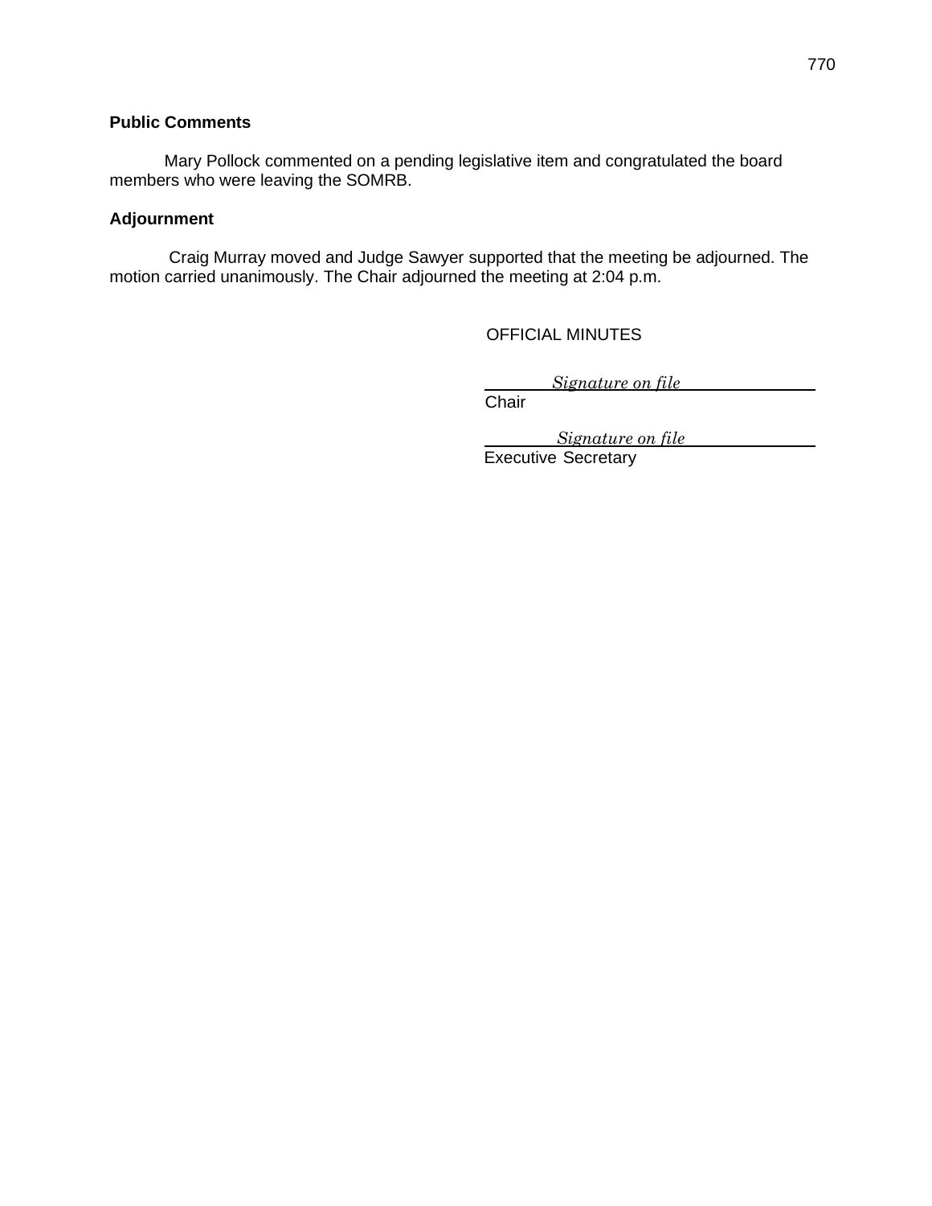**Public Comments**

Mary Pollock commented on a pending legislative item and congratulated the board members who were leaving the SOMRB.

**Adjournment**

Craig Murray moved and Judge Sawyer supported that the meeting be adjourned. The motion carried unanimously. The Chair adjourned the meeting at 2:04 p.m.

OFFICIAL MINUTES

*Signature on file*
Chair

*Signature on file*
Executive Secretary